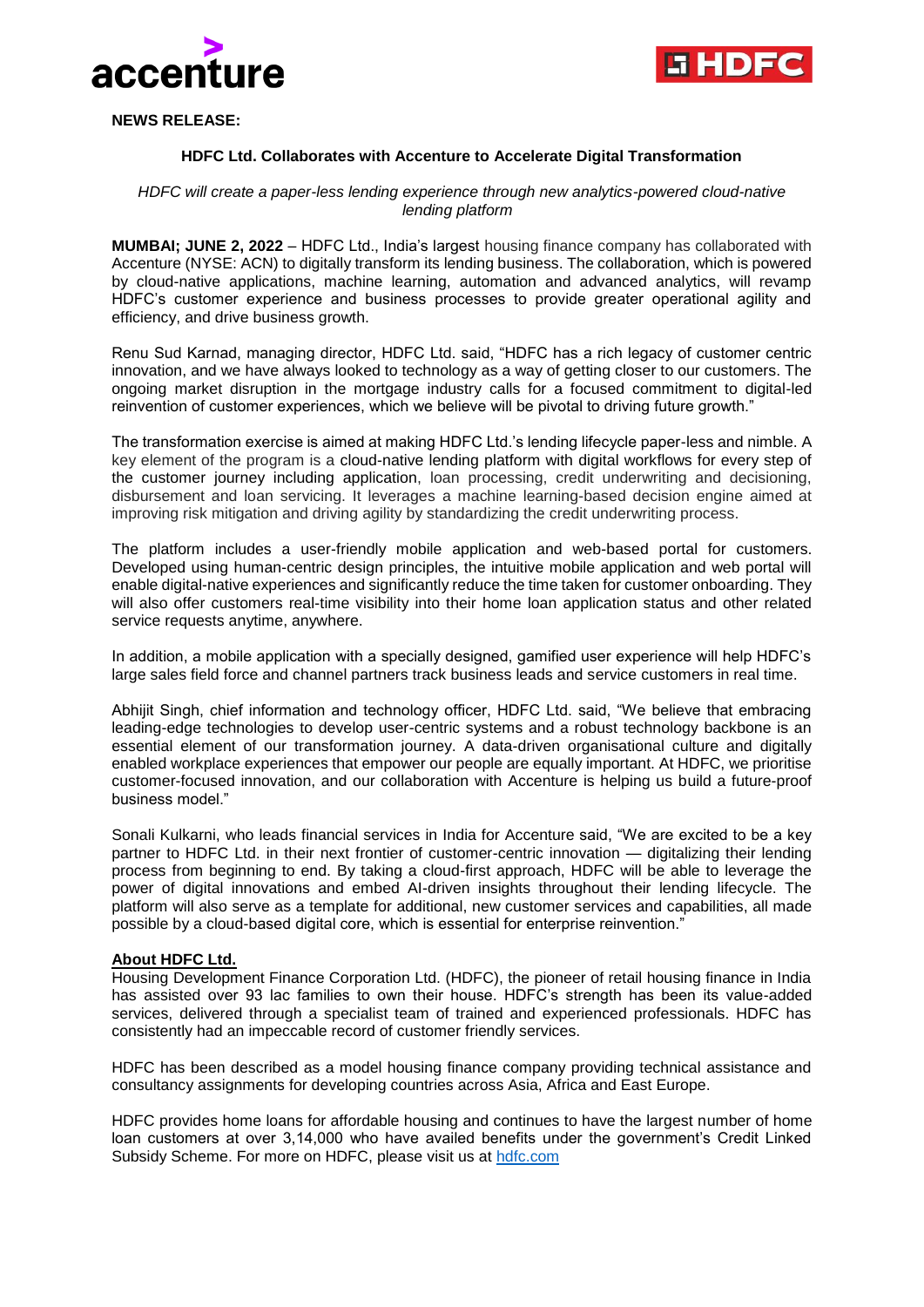**NEWS RELEASE:**

**HDFC Ltd. Collaborates with Accenture to Accelerate Digital Transformation**

*HDFC will create a paper-less lending experience through new analytics-powered cloud-native lending platform*

**MUMBAI; JUNE 2, 2022** – HDFC Ltd., India's largest housing finance company has collaborated with Accenture (NYSE: ACN) to digitally transform its lending business. The collaboration, which is powered by cloud-native applications, machine learning, automation and advanced analytics, will revamp HDFC's customer experience and business processes to provide greater operational agility and efficiency, and drive business growth.

Renu Sud Karnad, managing director, HDFC Ltd. said, "HDFC has a rich legacy of customer centric innovation, and we have always looked to technology as a way of getting closer to our customers. The ongoing market disruption in the mortgage industry calls for a focused commitment to digital-led reinvention of customer experiences, which we believe will be pivotal to driving future growth."

The transformation exercise is aimed at making HDFC Ltd.'s lending lifecycle paper-less and nimble. A key element of the program is a cloud-native lending platform with digital workflows for every step of the customer journey including application, loan processing, credit underwriting and decisioning, disbursement and loan servicing. It leverages a machine learning-based decision engine aimed at improving risk mitigation and driving agility by standardizing the credit underwriting process.

The platform includes a user-friendly mobile application and web-based portal for customers. Developed using human-centric design principles, the intuitive mobile application and web portal will enable digital-native experiences and significantly reduce the time taken for customer onboarding. They will also offer customers real-time visibility into their home loan application status and other related service requests anytime, anywhere.

In addition, a mobile application with a specially designed, gamified user experience will help HDFC's large sales field force and channel partners track business leads and service customers in real time.

Abhijit Singh, chief information and technology officer, HDFC Ltd. said, "We believe that embracing leading-edge technologies to develop user-centric systems and a robust technology backbone is an essential element of our transformation journey. A data-driven organisational culture and digitally enabled workplace experiences that empower our people are equally important. At HDFC, we prioritise customer-focused innovation, and our collaboration with Accenture is helping us build a future-proof business model."

Sonali Kulkarni, who leads financial services in India for Accenture said, "We are excited to be a key partner to HDFC Ltd. in their next frontier of customer-centric innovation — digitalizing their lending process from beginning to end. By taking a cloud-first approach, HDFC will be able to leverage the power of digital innovations and embed AI-driven insights throughout their lending lifecycle. The platform will also serve as a template for additional, new customer services and capabilities, all made possible by a cloud-based digital core, which is essential for enterprise reinvention."

**About HDFC Ltd.**

Housing Development Finance Corporation Ltd. (HDFC), the pioneer of retail housing finance in India has assisted over 93 lac families to own their house. HDFC's strength has been its value-added services, delivered through a specialist team of trained and experienced professionals. HDFC has consistently had an impeccable record of customer friendly services.

HDFC has been described as a model housing finance company providing technical assistance and consultancy assignments for developing countries across Asia, Africa and East Europe.

HDFC provides home loans for affordable housing and continues to have the largest number of home loan customers at over 3,14,000 who have availed benefits under the government's Credit Linked Subsidy Scheme. For more on HDFC, please visit us at [hdfc.com](hdfc.com)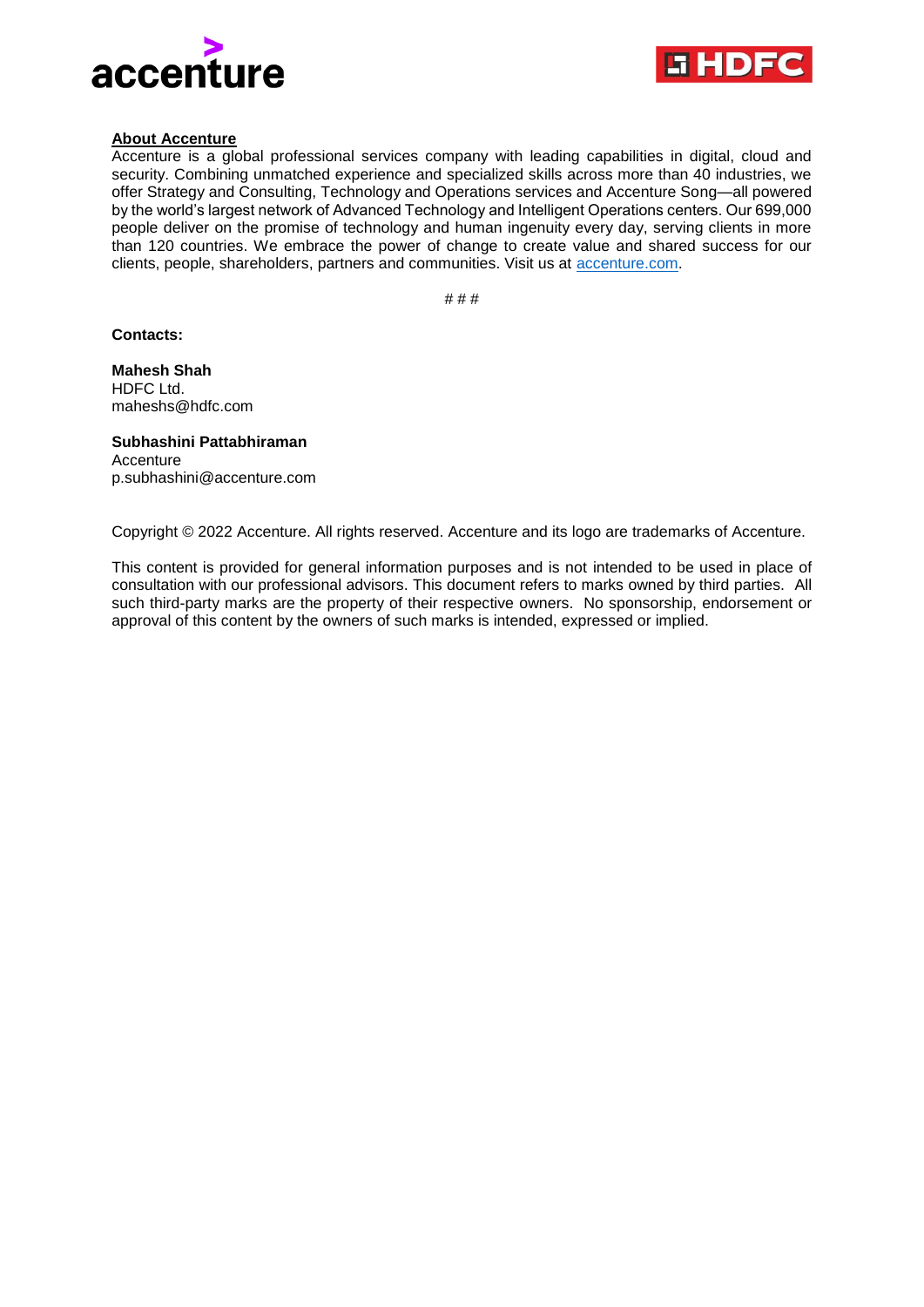**About Accenture**

Accenture is a global professional services company with leading capabilities in digital, cloud and security. Combining unmatched experience and specialized skills across more than 40 industries, we offer Strategy and Consulting, Technology and Operations services and Accenture Song—all powered by the world's largest network of Advanced Technology and Intelligent Operations centers. Our 699,000 people deliver on the promise of technology and human ingenuity every day, serving clients in more than 120 countries. We embrace the power of change to create value and shared success for our clients, people, shareholders, partners and communities. Visit us at [accenture.com](https://accenture.com).

# # #

**Contacts:**

**Mahesh Shah**
HDFC Ltd.
maheshs@hdfc.com

**Subhashini Pattabhiraman**
Accenture
p.subhashini@accenture.com

Copyright © 2022 Accenture. All rights reserved. Accenture and its logo are trademarks of Accenture.

This content is provided for general information purposes and is not intended to be used in place of consultation with our professional advisors. This document refers to marks owned by third parties. All such third-party marks are the property of their respective owners. No sponsorship, endorsement or approval of this content by the owners of such marks is intended, expressed or implied.